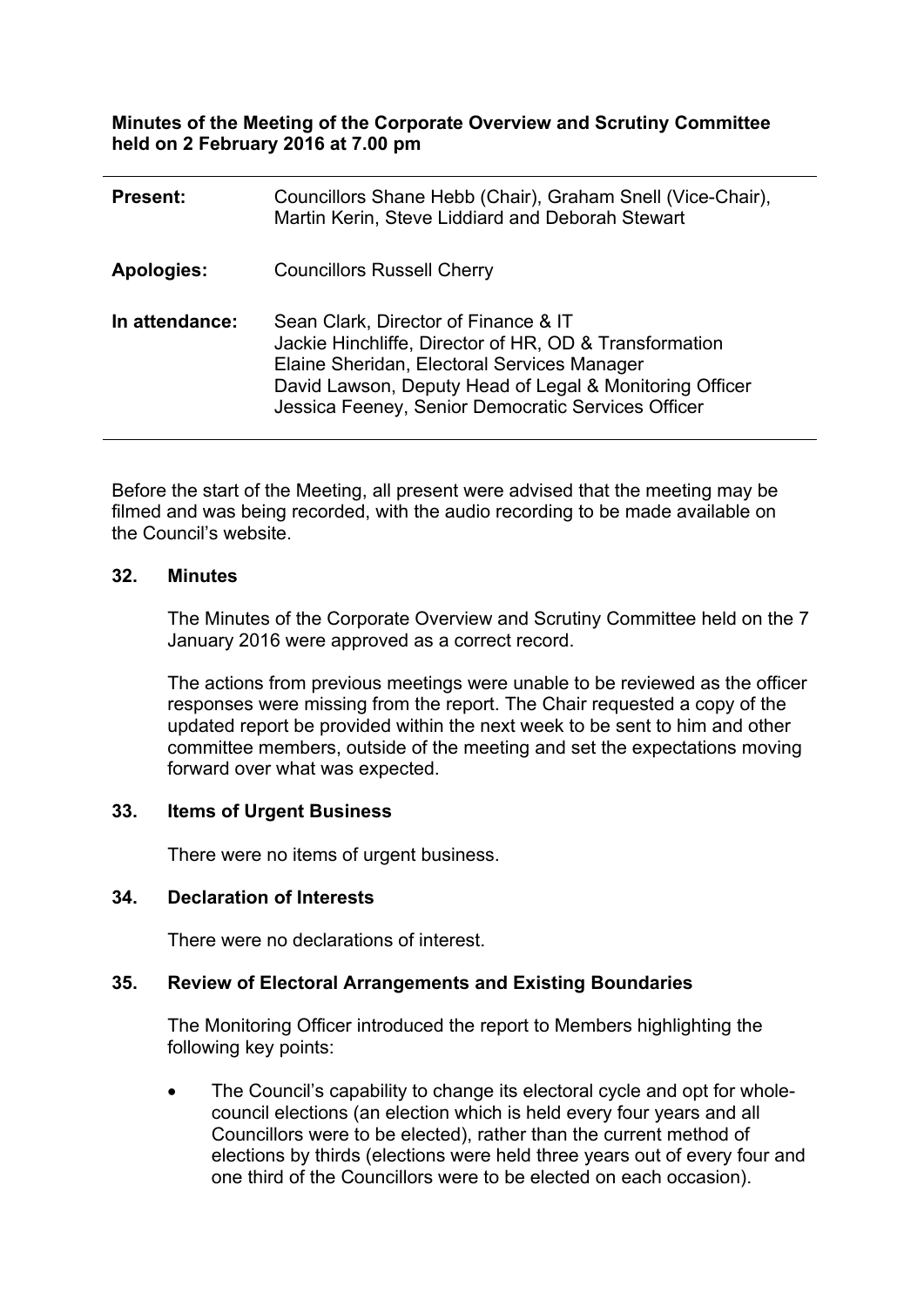**Minutes of the Meeting of the Corporate Overview and Scrutiny Committee held on 2 February 2016 at 7.00 pm**

| | |
|---|---|
| **Present:** | Councillors Shane Hebb (Chair), Graham Snell (Vice-Chair), Martin Kerin, Steve Liddiard and Deborah Stewart |
| **Apologies:** | Councillors Russell Cherry |
| **In attendance:** | Sean Clark, Director of Finance & IT<br>Jackie Hinchliffe, Director of HR, OD & Transformation<br>Elaine Sheridan, Electoral Services Manager<br>David Lawson, Deputy Head of Legal & Monitoring Officer<br>Jessica Feeney, Senior Democratic Services Officer |

Before the start of the Meeting, all present were advised that the meeting may be filmed and was being recorded, with the audio recording to be made available on the Council's website.

## 32. Minutes

The Minutes of the Corporate Overview and Scrutiny Committee held on the 7 January 2016 were approved as a correct record.

The actions from previous meetings were unable to be reviewed as the officer responses were missing from the report. The Chair requested a copy of the updated report be provided within the next week to be sent to him and other committee members, outside of the meeting and set the expectations moving forward over what was expected.

## 33. Items of Urgent Business

There were no items of urgent business.

## 34. Declaration of Interests

There were no declarations of interest.

## 35. Review of Electoral Arrangements and Existing Boundaries

The Monitoring Officer introduced the report to Members highlighting the following key points:

- The Council's capability to change its electoral cycle and opt for whole-council elections (an election which is held every four years and all Councillors were to be elected), rather than the current method of elections by thirds (elections were held three years out of every four and one third of the Councillors were to be elected on each occasion).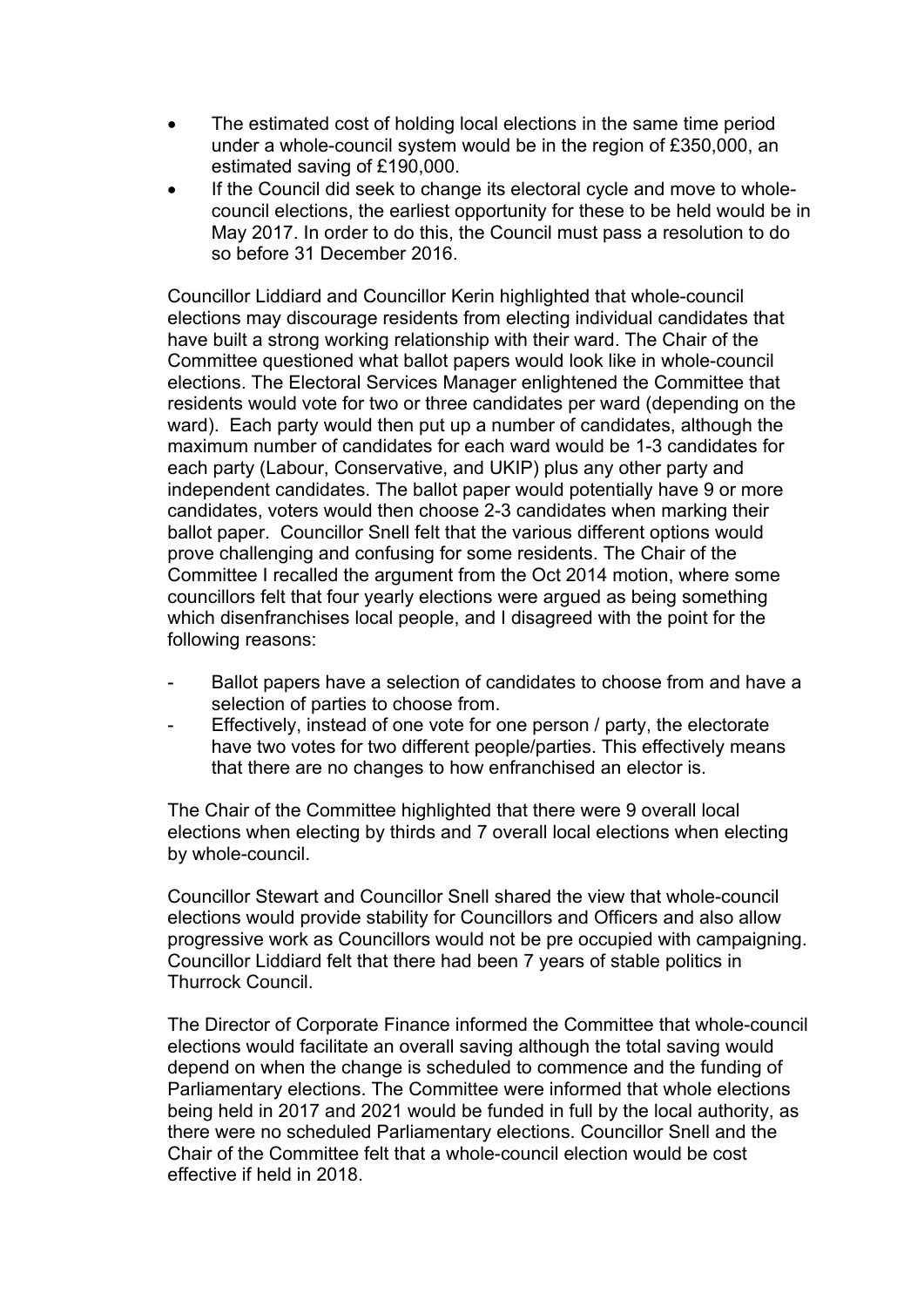- The estimated cost of holding local elections in the same time period under a whole-council system would be in the region of £350,000, an estimated saving of £190,000.
- If the Council did seek to change its electoral cycle and move to whole-council elections, the earliest opportunity for these to be held would be in May 2017. In order to do this, the Council must pass a resolution to do so before 31 December 2016.

Councillor Liddiard and Councillor Kerin highlighted that whole-council elections may discourage residents from electing individual candidates that have built a strong working relationship with their ward. The Chair of the Committee questioned what ballot papers would look like in whole-council elections. The Electoral Services Manager enlightened the Committee that residents would vote for two or three candidates per ward (depending on the ward). Each party would then put up a number of candidates, although the maximum number of candidates for each ward would be 1-3 candidates for each party (Labour, Conservative, and UKIP) plus any other party and independent candidates. The ballot paper would potentially have 9 or more candidates, voters would then choose 2-3 candidates when marking their ballot paper. Councillor Snell felt that the various different options would prove challenging and confusing for some residents. The Chair of the Committee I recalled the argument from the Oct 2014 motion, where some councillors felt that four yearly elections were argued as being something which disenfranchises local people, and I disagreed with the point for the following reasons:

- Ballot papers have a selection of candidates to choose from and have a selection of parties to choose from.
- Effectively, instead of one vote for one person / party, the electorate have two votes for two different people/parties. This effectively means that there are no changes to how enfranchised an elector is.

The Chair of the Committee highlighted that there were 9 overall local elections when electing by thirds and 7 overall local elections when electing by whole-council.

Councillor Stewart and Councillor Snell shared the view that whole-council elections would provide stability for Councillors and Officers and also allow progressive work as Councillors would not be pre occupied with campaigning. Councillor Liddiard felt that there had been 7 years of stable politics in Thurrock Council.

The Director of Corporate Finance informed the Committee that whole-council elections would facilitate an overall saving although the total saving would depend on when the change is scheduled to commence and the funding of Parliamentary elections. The Committee were informed that whole elections being held in 2017 and 2021 would be funded in full by the local authority, as there were no scheduled Parliamentary elections. Councillor Snell and the Chair of the Committee felt that a whole-council election would be cost effective if held in 2018.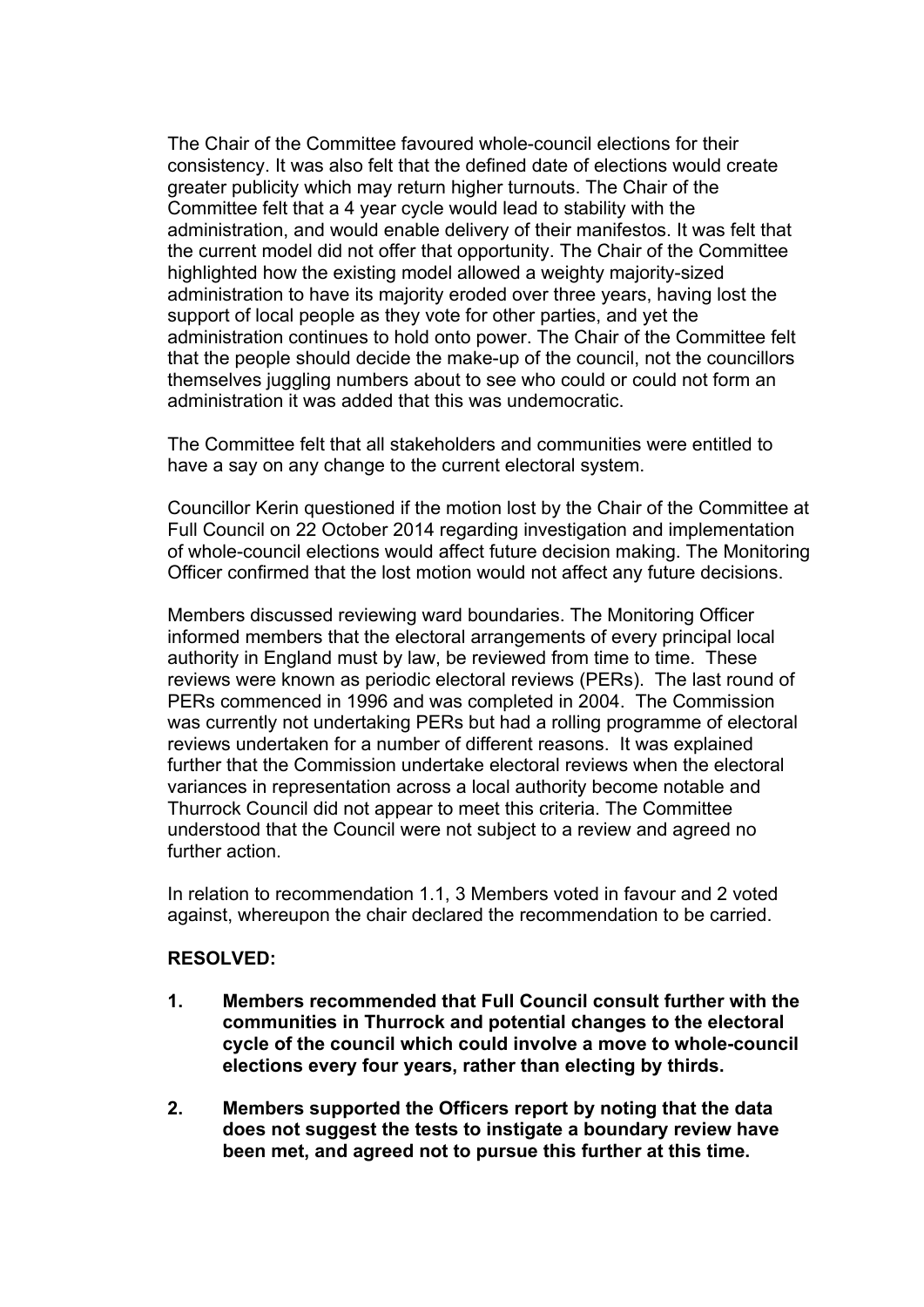The Chair of the Committee favoured whole-council elections for their consistency. It was also felt that the defined date of elections would create greater publicity which may return higher turnouts. The Chair of the Committee felt that a 4 year cycle would lead to stability with the administration, and would enable delivery of their manifestos. It was felt that the current model did not offer that opportunity. The Chair of the Committee highlighted how the existing model allowed a weighty majority-sized administration to have its majority eroded over three years, having lost the support of local people as they vote for other parties, and yet the administration continues to hold onto power. The Chair of the Committee felt that the people should decide the make-up of the council, not the councillors themselves juggling numbers about to see who could or could not form an administration it was added that this was undemocratic.

The Committee felt that all stakeholders and communities were entitled to have a say on any change to the current electoral system.

Councillor Kerin questioned if the motion lost by the Chair of the Committee at Full Council on 22 October 2014 regarding investigation and implementation of whole-council elections would affect future decision making. The Monitoring Officer confirmed that the lost motion would not affect any future decisions.

Members discussed reviewing ward boundaries. The Monitoring Officer informed members that the electoral arrangements of every principal local authority in England must by law, be reviewed from time to time. These reviews were known as periodic electoral reviews (PERs). The last round of PERs commenced in 1996 and was completed in 2004. The Commission was currently not undertaking PERs but had a rolling programme of electoral reviews undertaken for a number of different reasons. It was explained further that the Commission undertake electoral reviews when the electoral variances in representation across a local authority become notable and Thurrock Council did not appear to meet this criteria. The Committee understood that the Council were not subject to a review and agreed no further action.

In relation to recommendation 1.1, 3 Members voted in favour and 2 voted against, whereupon the chair declared the recommendation to be carried.

**RESOLVED:**

1. **Members recommended that Full Council consult further with the communities in Thurrock and potential changes to the electoral cycle of the council which could involve a move to whole-council elections every four years, rather than electing by thirds.**

2. **Members supported the Officers report by noting that the data does not suggest the tests to instigate a boundary review have been met, and agreed not to pursue this further at this time.**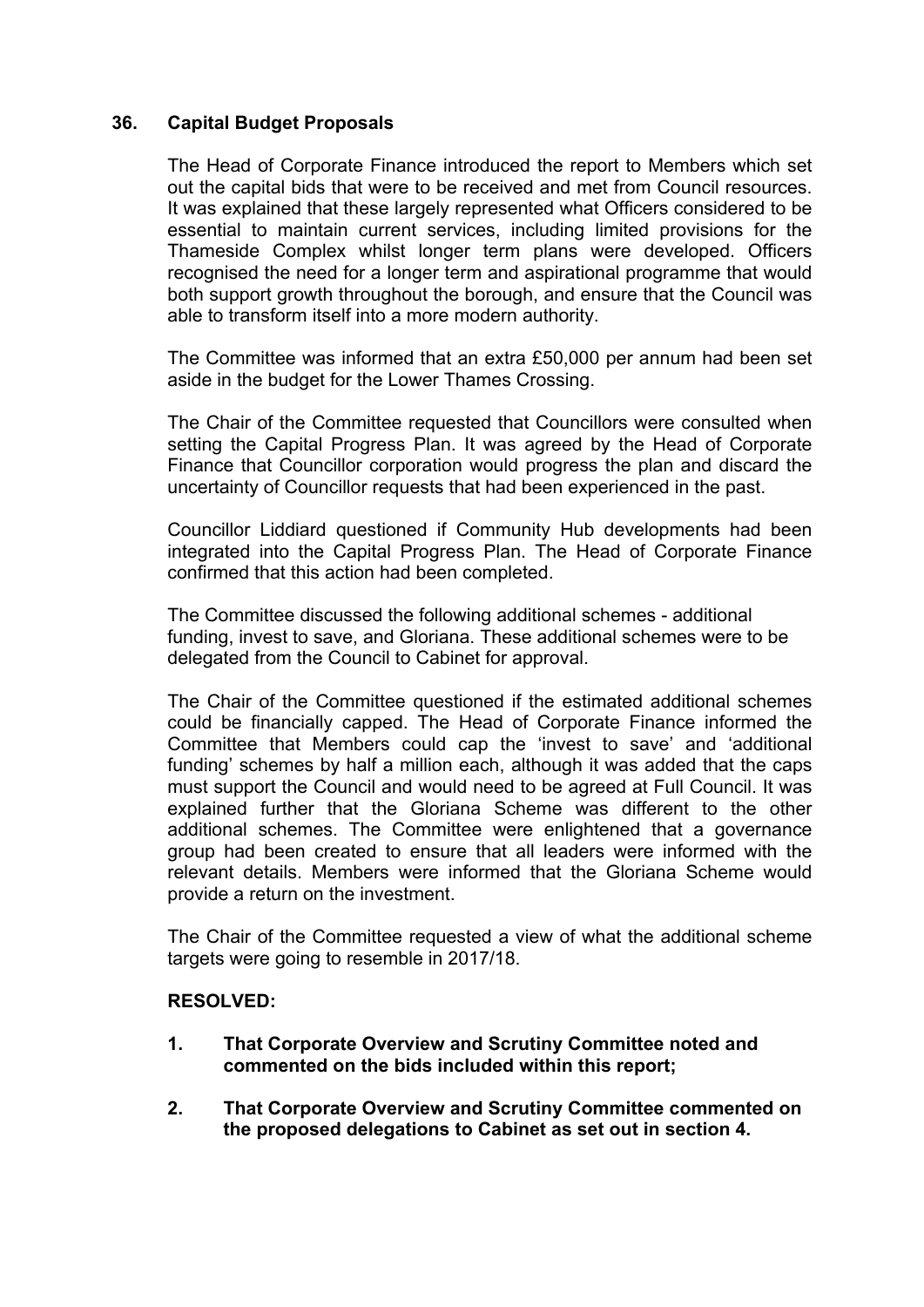## 36. Capital Budget Proposals

The Head of Corporate Finance introduced the report to Members which set out the capital bids that were to be received and met from Council resources. It was explained that these largely represented what Officers considered to be essential to maintain current services, including limited provisions for the Thameside Complex whilst longer term plans were developed. Officers recognised the need for a longer term and aspirational programme that would both support growth throughout the borough, and ensure that the Council was able to transform itself into a more modern authority.

The Committee was informed that an extra £50,000 per annum had been set aside in the budget for the Lower Thames Crossing.

The Chair of the Committee requested that Councillors were consulted when setting the Capital Progress Plan. It was agreed by the Head of Corporate Finance that Councillor corporation would progress the plan and discard the uncertainty of Councillor requests that had been experienced in the past.

Councillor Liddiard questioned if Community Hub developments had been integrated into the Capital Progress Plan. The Head of Corporate Finance confirmed that this action had been completed.

The Committee discussed the following additional schemes - additional funding, invest to save, and Gloriana. These additional schemes were to be delegated from the Council to Cabinet for approval.

The Chair of the Committee questioned if the estimated additional schemes could be financially capped. The Head of Corporate Finance informed the Committee that Members could cap the 'invest to save' and 'additional funding' schemes by half a million each, although it was added that the caps must support the Council and would need to be agreed at Full Council. It was explained further that the Gloriana Scheme was different to the other additional schemes. The Committee were enlightened that a governance group had been created to ensure that all leaders were informed with the relevant details. Members were informed that the Gloriana Scheme would provide a return on the investment.

The Chair of the Committee requested a view of what the additional scheme targets were going to resemble in 2017/18.

**RESOLVED:**

1. **That Corporate Overview and Scrutiny Committee noted and commented on the bids included within this report;**

2. **That Corporate Overview and Scrutiny Committee commented on the proposed delegations to Cabinet as set out in section 4.**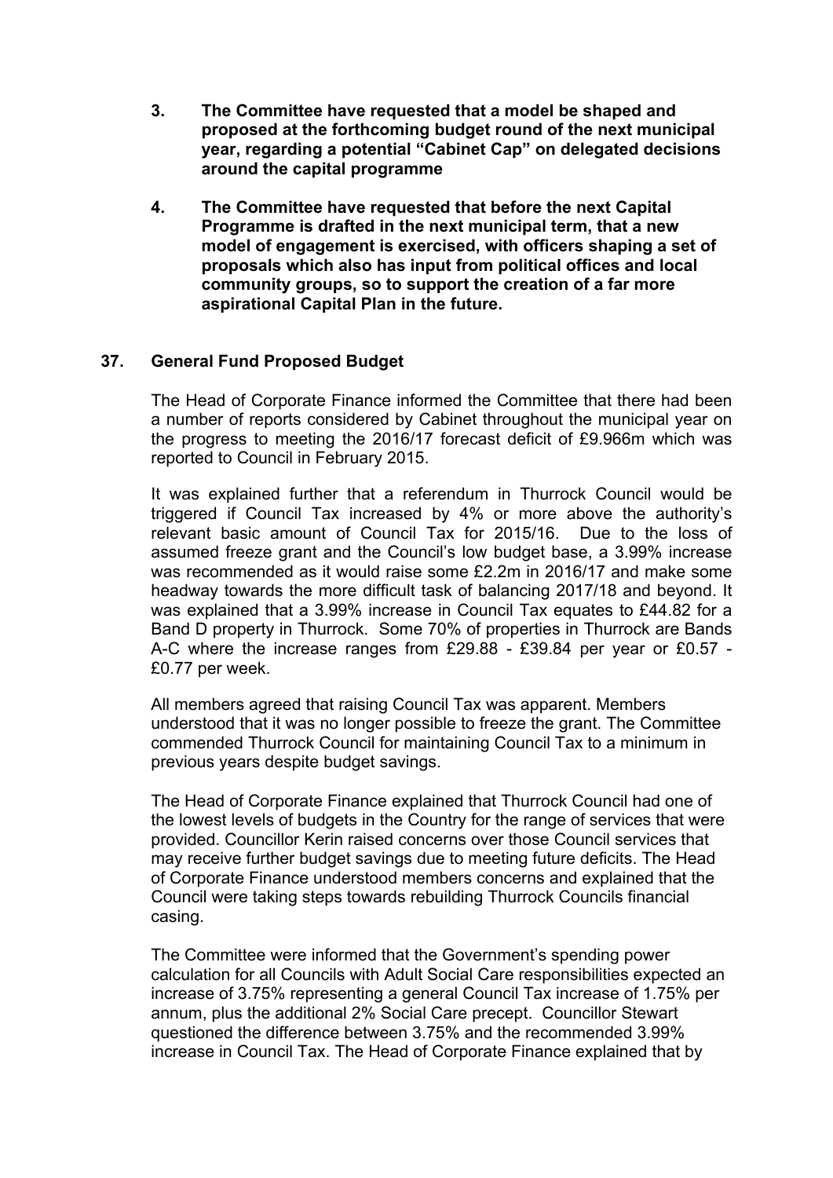3. **The Committee have requested that a model be shaped and proposed at the forthcoming budget round of the next municipal year, regarding a potential "Cabinet Cap" on delegated decisions around the capital programme**

4. **The Committee have requested that before the next Capital Programme is drafted in the next municipal term, that a new model of engagement is exercised, with officers shaping a set of proposals which also has input from political offices and local community groups, so to support the creation of a far more aspirational Capital Plan in the future.**

## 37. General Fund Proposed Budget

The Head of Corporate Finance informed the Committee that there had been a number of reports considered by Cabinet throughout the municipal year on the progress to meeting the 2016/17 forecast deficit of £9.966m which was reported to Council in February 2015.

It was explained further that a referendum in Thurrock Council would be triggered if Council Tax increased by 4% or more above the authority's relevant basic amount of Council Tax for 2015/16. Due to the loss of assumed freeze grant and the Council's low budget base, a 3.99% increase was recommended as it would raise some £2.2m in 2016/17 and make some headway towards the more difficult task of balancing 2017/18 and beyond. It was explained that a 3.99% increase in Council Tax equates to £44.82 for a Band D property in Thurrock. Some 70% of properties in Thurrock are Bands A-C where the increase ranges from £29.88 - £39.84 per year or £0.57 - £0.77 per week.

All members agreed that raising Council Tax was apparent. Members understood that it was no longer possible to freeze the grant. The Committee commended Thurrock Council for maintaining Council Tax to a minimum in previous years despite budget savings.

The Head of Corporate Finance explained that Thurrock Council had one of the lowest levels of budgets in the Country for the range of services that were provided. Councillor Kerin raised concerns over those Council services that may receive further budget savings due to meeting future deficits. The Head of Corporate Finance understood members concerns and explained that the Council were taking steps towards rebuilding Thurrock Councils financial casing.

The Committee were informed that the Government's spending power calculation for all Councils with Adult Social Care responsibilities expected an increase of 3.75% representing a general Council Tax increase of 1.75% per annum, plus the additional 2% Social Care precept. Councillor Stewart questioned the difference between 3.75% and the recommended 3.99% increase in Council Tax. The Head of Corporate Finance explained that by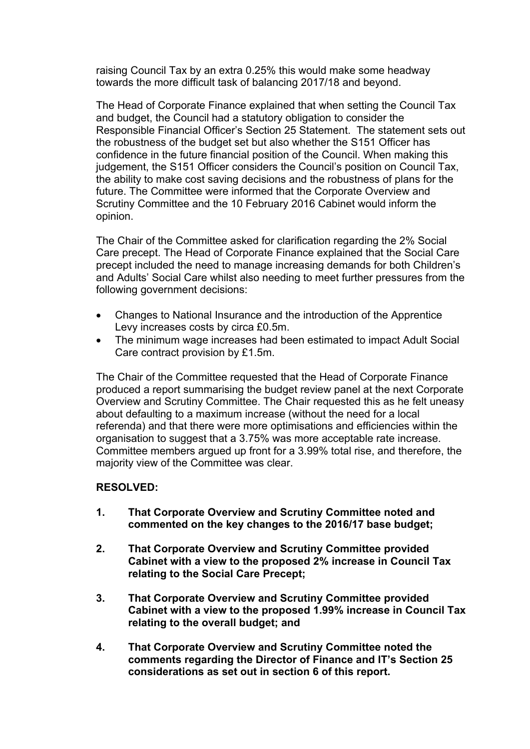raising Council Tax by an extra 0.25% this would make some headway towards the more difficult task of balancing 2017/18 and beyond.

The Head of Corporate Finance explained that when setting the Council Tax and budget, the Council had a statutory obligation to consider the Responsible Financial Officer's Section 25 Statement. The statement sets out the robustness of the budget set but also whether the S151 Officer has confidence in the future financial position of the Council. When making this judgement, the S151 Officer considers the Council's position on Council Tax, the ability to make cost saving decisions and the robustness of plans for the future. The Committee were informed that the Corporate Overview and Scrutiny Committee and the 10 February 2016 Cabinet would inform the opinion.

The Chair of the Committee asked for clarification regarding the 2% Social Care precept. The Head of Corporate Finance explained that the Social Care precept included the need to manage increasing demands for both Children's and Adults' Social Care whilst also needing to meet further pressures from the following government decisions:

- Changes to National Insurance and the introduction of the Apprentice Levy increases costs by circa £0.5m.
- The minimum wage increases had been estimated to impact Adult Social Care contract provision by £1.5m.

The Chair of the Committee requested that the Head of Corporate Finance produced a report summarising the budget review panel at the next Corporate Overview and Scrutiny Committee. The Chair requested this as he felt uneasy about defaulting to a maximum increase (without the need for a local referenda) and that there were more optimisations and efficiencies within the organisation to suggest that a 3.75% was more acceptable rate increase. Committee members argued up front for a 3.99% total rise, and therefore, the majority view of the Committee was clear.

**RESOLVED:**

1. **That Corporate Overview and Scrutiny Committee noted and commented on the key changes to the 2016/17 base budget;**

2. **That Corporate Overview and Scrutiny Committee provided Cabinet with a view to the proposed 2% increase in Council Tax relating to the Social Care Precept;**

3. **That Corporate Overview and Scrutiny Committee provided Cabinet with a view to the proposed 1.99% increase in Council Tax relating to the overall budget; and**

4. **That Corporate Overview and Scrutiny Committee noted the comments regarding the Director of Finance and IT's Section 25 considerations as set out in section 6 of this report.**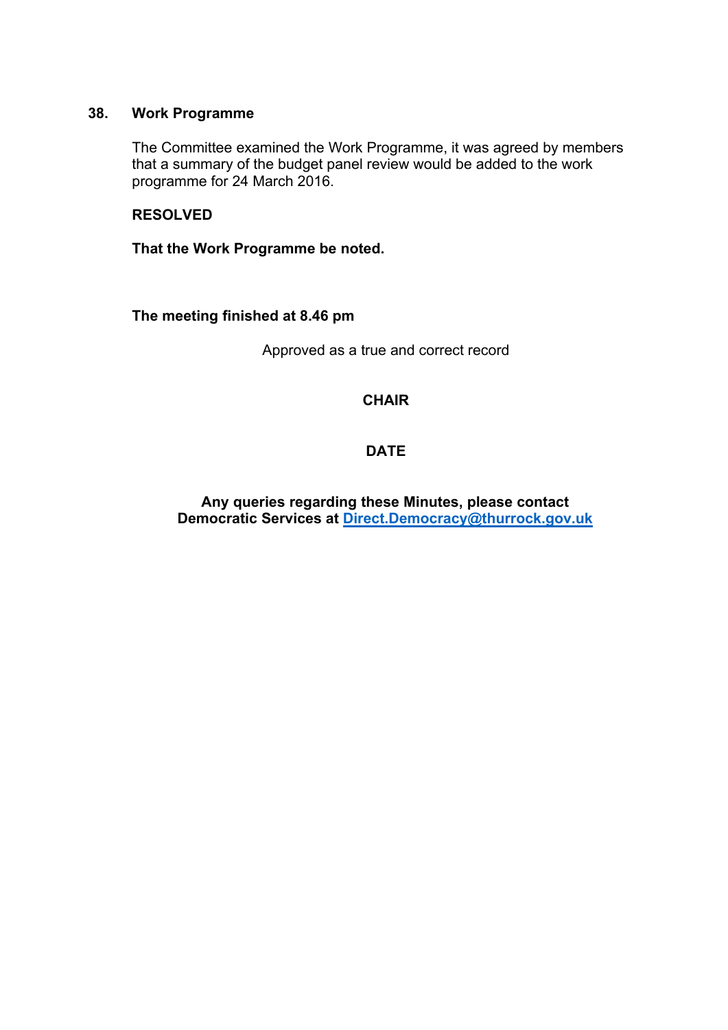## 38. Work Programme

The Committee examined the Work Programme, it was agreed by members that a summary of the budget panel review would be added to the work programme for 24 March 2016.

**RESOLVED**

**That the Work Programme be noted.**

**The meeting finished at 8.46 pm**

Approved as a true and correct record

**CHAIR**

**DATE**

**Any queries regarding these Minutes, please contact Democratic Services at [Direct.Democracy@thurrock.gov.uk](mailto:Direct.Democracy@thurrock.gov.uk)**